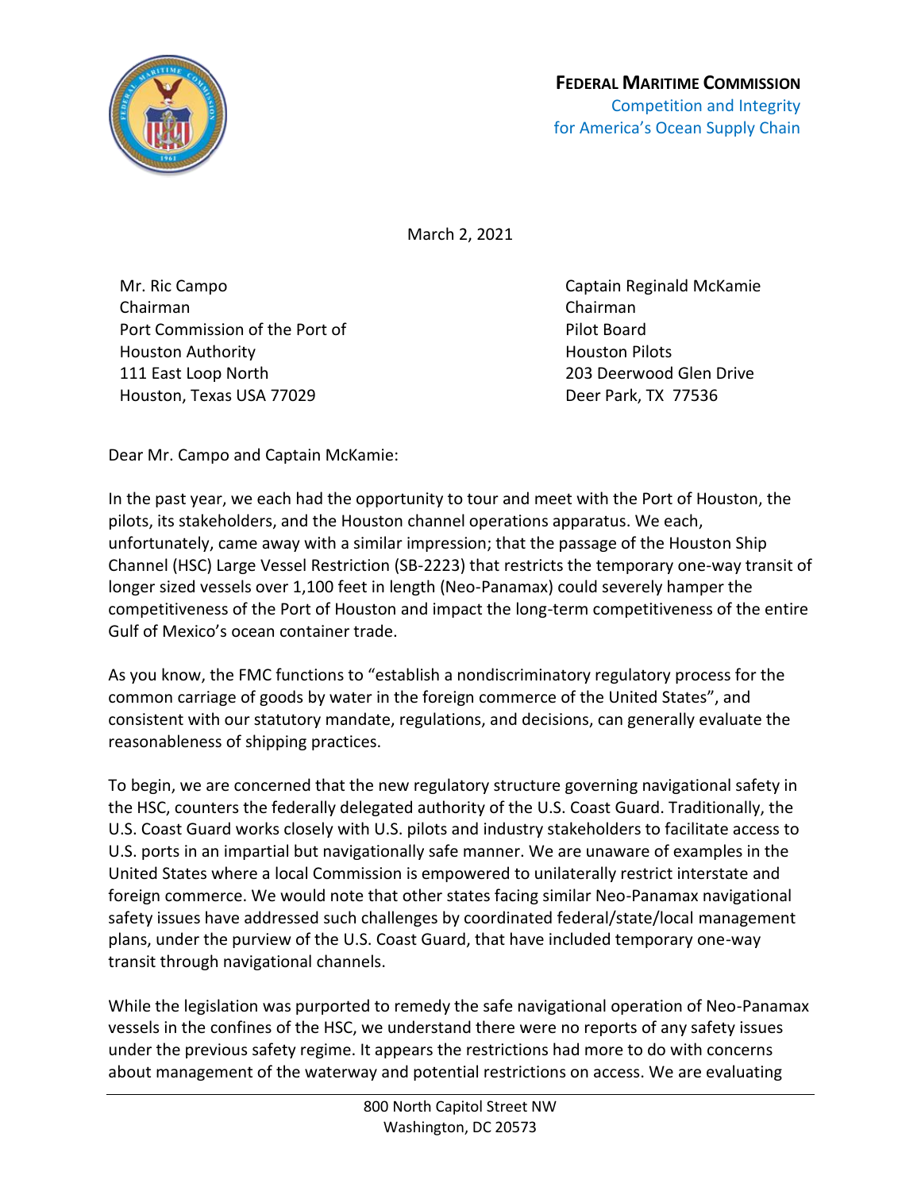**FEDERAL MARITIME COMMISSION**
Competition and Integrity
for America's Ocean Supply Chain

March 2, 2021

Mr. Ric Campo
Chairman
Port Commission of the Port of
Houston Authority
111 East Loop North
Houston, Texas USA 77029

Captain Reginald McKamie
Chairman
Pilot Board
Houston Pilots
203 Deerwood Glen Drive
Deer Park, TX 77536

Dear Mr. Campo and Captain McKamie:

In the past year, we each had the opportunity to tour and meet with the Port of Houston, the pilots, its stakeholders, and the Houston channel operations apparatus. We each, unfortunately, came away with a similar impression; that the passage of the Houston Ship Channel (HSC) Large Vessel Restriction (SB-2223) that restricts the temporary one-way transit of longer sized vessels over 1,100 feet in length (Neo-Panamax) could severely hamper the competitiveness of the Port of Houston and impact the long-term competitiveness of the entire Gulf of Mexico's ocean container trade.

As you know, the FMC functions to "establish a nondiscriminatory regulatory process for the common carriage of goods by water in the foreign commerce of the United States", and consistent with our statutory mandate, regulations, and decisions, can generally evaluate the reasonableness of shipping practices.

To begin, we are concerned that the new regulatory structure governing navigational safety in the HSC, counters the federally delegated authority of the U.S. Coast Guard. Traditionally, the U.S. Coast Guard works closely with U.S. pilots and industry stakeholders to facilitate access to U.S. ports in an impartial but navigationally safe manner. We are unaware of examples in the United States where a local Commission is empowered to unilaterally restrict interstate and foreign commerce. We would note that other states facing similar Neo-Panamax navigational safety issues have addressed such challenges by coordinated federal/state/local management plans, under the purview of the U.S. Coast Guard, that have included temporary one-way transit through navigational channels.

While the legislation was purported to remedy the safe navigational operation of Neo-Panamax vessels in the confines of the HSC, we understand there were no reports of any safety issues under the previous safety regime. It appears the restrictions had more to do with concerns about management of the waterway and potential restrictions on access. We are evaluating

800 North Capitol Street NW
Washington, DC 20573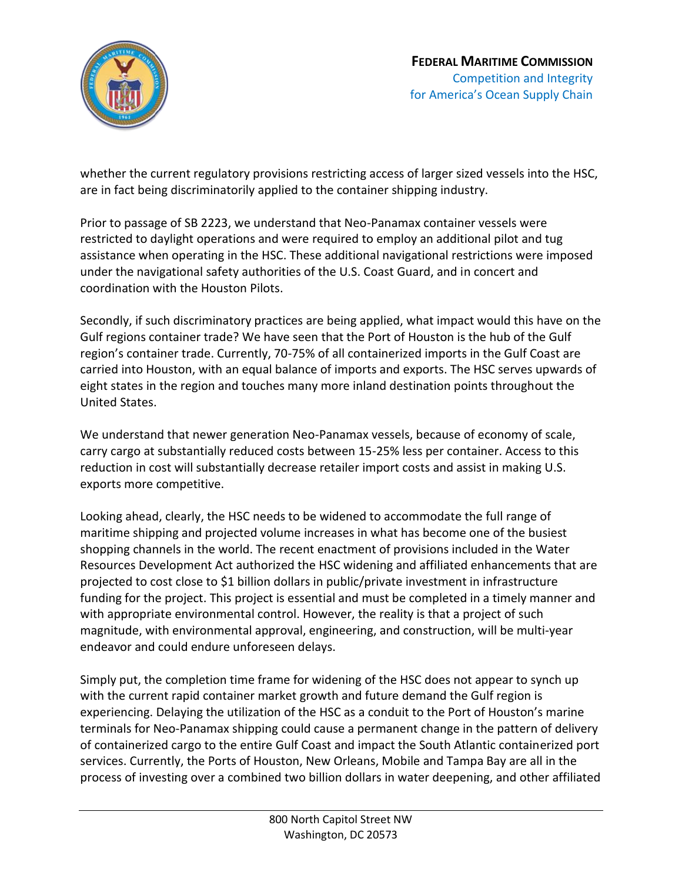whether the current regulatory provisions restricting access of larger sized vessels into the HSC, are in fact being discriminatorily applied to the container shipping industry.

Prior to passage of SB 2223, we understand that Neo-Panamax container vessels were restricted to daylight operations and were required to employ an additional pilot and tug assistance when operating in the HSC. These additional navigational restrictions were imposed under the navigational safety authorities of the U.S. Coast Guard, and in concert and coordination with the Houston Pilots.

Secondly, if such discriminatory practices are being applied, what impact would this have on the Gulf regions container trade? We have seen that the Port of Houston is the hub of the Gulf region's container trade. Currently, 70-75% of all containerized imports in the Gulf Coast are carried into Houston, with an equal balance of imports and exports. The HSC serves upwards of eight states in the region and touches many more inland destination points throughout the United States.

We understand that newer generation Neo-Panamax vessels, because of economy of scale, carry cargo at substantially reduced costs between 15-25% less per container. Access to this reduction in cost will substantially decrease retailer import costs and assist in making U.S. exports more competitive.

Looking ahead, clearly, the HSC needs to be widened to accommodate the full range of maritime shipping and projected volume increases in what has become one of the busiest shopping channels in the world. The recent enactment of provisions included in the Water Resources Development Act authorized the HSC widening and affiliated enhancements that are projected to cost close to $1 billion dollars in public/private investment in infrastructure funding for the project. This project is essential and must be completed in a timely manner and with appropriate environmental control. However, the reality is that a project of such magnitude, with environmental approval, engineering, and construction, will be multi-year endeavor and could endure unforeseen delays.

Simply put, the completion time frame for widening of the HSC does not appear to synch up with the current rapid container market growth and future demand the Gulf region is experiencing. Delaying the utilization of the HSC as a conduit to the Port of Houston's marine terminals for Neo-Panamax shipping could cause a permanent change in the pattern of delivery of containerized cargo to the entire Gulf Coast and impact the South Atlantic containerized port services. Currently, the Ports of Houston, New Orleans, Mobile and Tampa Bay are all in the process of investing over a combined two billion dollars in water deepening, and other affiliated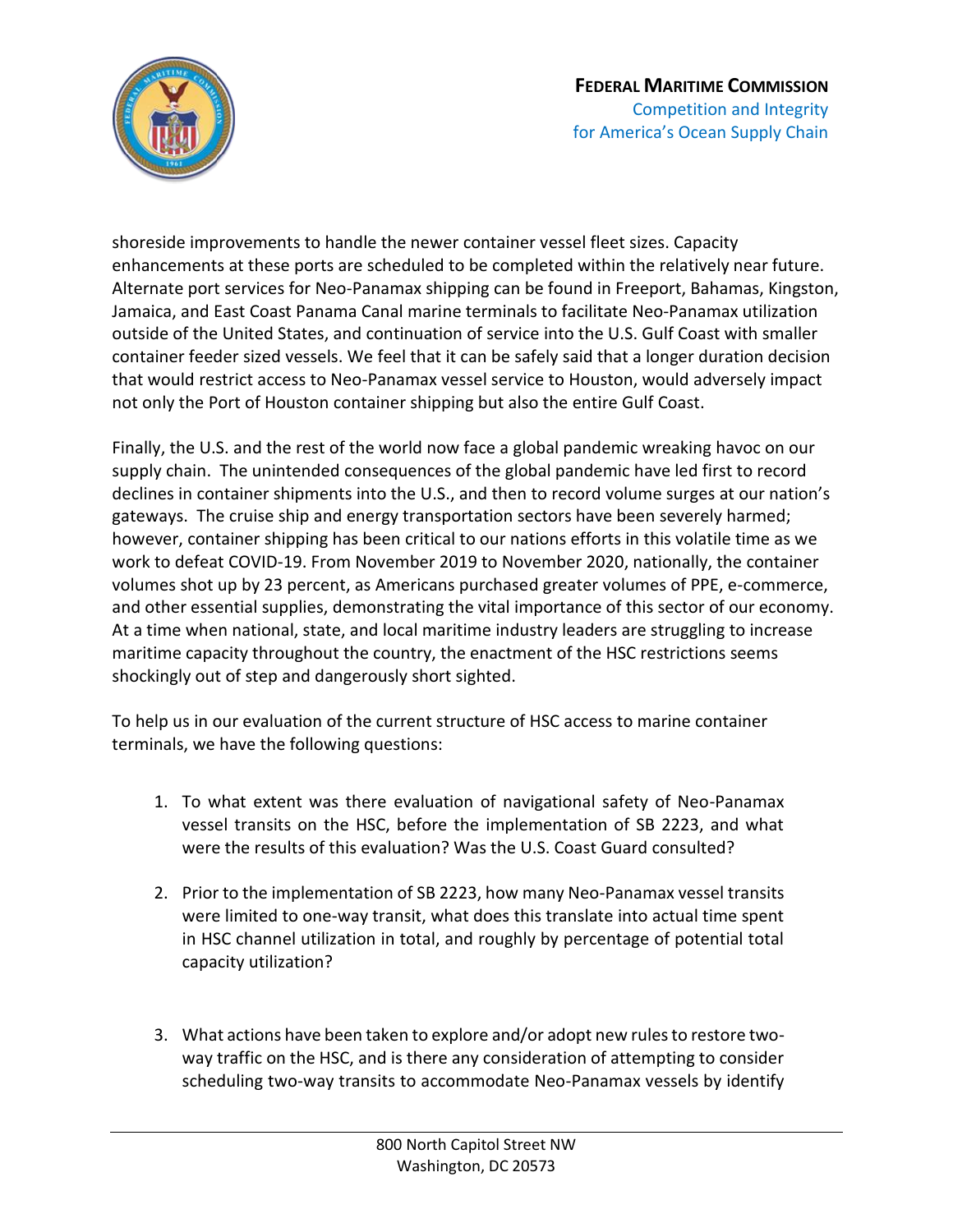shoreside improvements to handle the newer container vessel fleet sizes. Capacity enhancements at these ports are scheduled to be completed within the relatively near future. Alternate port services for Neo-Panamax shipping can be found in Freeport, Bahamas, Kingston, Jamaica, and East Coast Panama Canal marine terminals to facilitate Neo-Panamax utilization outside of the United States, and continuation of service into the U.S. Gulf Coast with smaller container feeder sized vessels. We feel that it can be safely said that a longer duration decision that would restrict access to Neo-Panamax vessel service to Houston, would adversely impact not only the Port of Houston container shipping but also the entire Gulf Coast.

Finally, the U.S. and the rest of the world now face a global pandemic wreaking havoc on our supply chain. The unintended consequences of the global pandemic have led first to record declines in container shipments into the U.S., and then to record volume surges at our nation's gateways. The cruise ship and energy transportation sectors have been severely harmed; however, container shipping has been critical to our nations efforts in this volatile time as we work to defeat COVID-19. From November 2019 to November 2020, nationally, the container volumes shot up by 23 percent, as Americans purchased greater volumes of PPE, e-commerce, and other essential supplies, demonstrating the vital importance of this sector of our economy. At a time when national, state, and local maritime industry leaders are struggling to increase maritime capacity throughout the country, the enactment of the HSC restrictions seems shockingly out of step and dangerously short sighted.

To help us in our evaluation of the current structure of HSC access to marine container terminals, we have the following questions:

1. To what extent was there evaluation of navigational safety of Neo-Panamax vessel transits on the HSC, before the implementation of SB 2223, and what were the results of this evaluation? Was the U.S. Coast Guard consulted?

2. Prior to the implementation of SB 2223, how many Neo-Panamax vessel transits were limited to one-way transit, what does this translate into actual time spent in HSC channel utilization in total, and roughly by percentage of potential total capacity utilization?

3. What actions have been taken to explore and/or adopt new rules to restore two-way traffic on the HSC, and is there any consideration of attempting to consider scheduling two-way transits to accommodate Neo-Panamax vessels by identify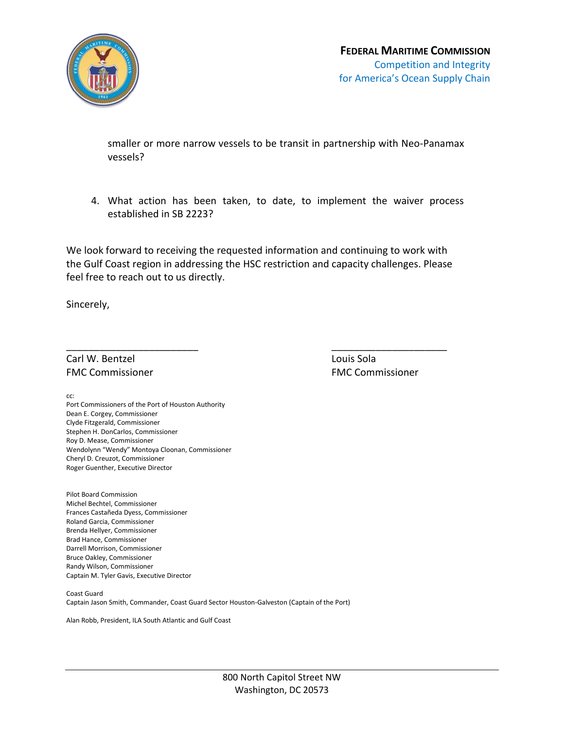smaller or more narrow vessels to be transit in partnership with Neo-Panamax vessels?

4. What action has been taken, to date, to implement the waiver process established in SB 2223?

We look forward to receiving the requested information and continuing to work with the Gulf Coast region in addressing the HSC restriction and capacity challenges. Please feel free to reach out to us directly.

Sincerely,

\_\_\_\_\_\_\_\_\_\_\_\_\_\_\_\_\_\_\_\_\_\_\_\_\_\_
Carl W. Bentzel
FMC Commissioner

\_\_\_\_\_\_\_\_\_\_\_\_\_\_\_\_\_\_\_\_\_\_\_\_\_\_
Louis Sola
FMC Commissioner

cc:
Port Commissioners of the Port of Houston Authority
Dean E. Corgey, Commissioner
Clyde Fitzgerald, Commissioner
Stephen H. DonCarlos, Commissioner
Roy D. Mease, Commissioner
Wendolynn "Wendy" Montoya Cloonan, Commissioner
Cheryl D. Creuzot, Commissioner
Roger Guenther, Executive Director

Pilot Board Commission
Michel Bechtel, Commissioner
Frances Castañeda Dyess, Commissioner
Roland Garcia, Commissioner
Brenda Hellyer, Commissioner
Brad Hance, Commissioner
Darrell Morrison, Commissioner
Bruce Oakley, Commissioner
Randy Wilson, Commissioner
Captain M. Tyler Gavis, Executive Director

Coast Guard
Captain Jason Smith, Commander, Coast Guard Sector Houston-Galveston (Captain of the Port)

Alan Robb, President, ILA South Atlantic and Gulf Coast